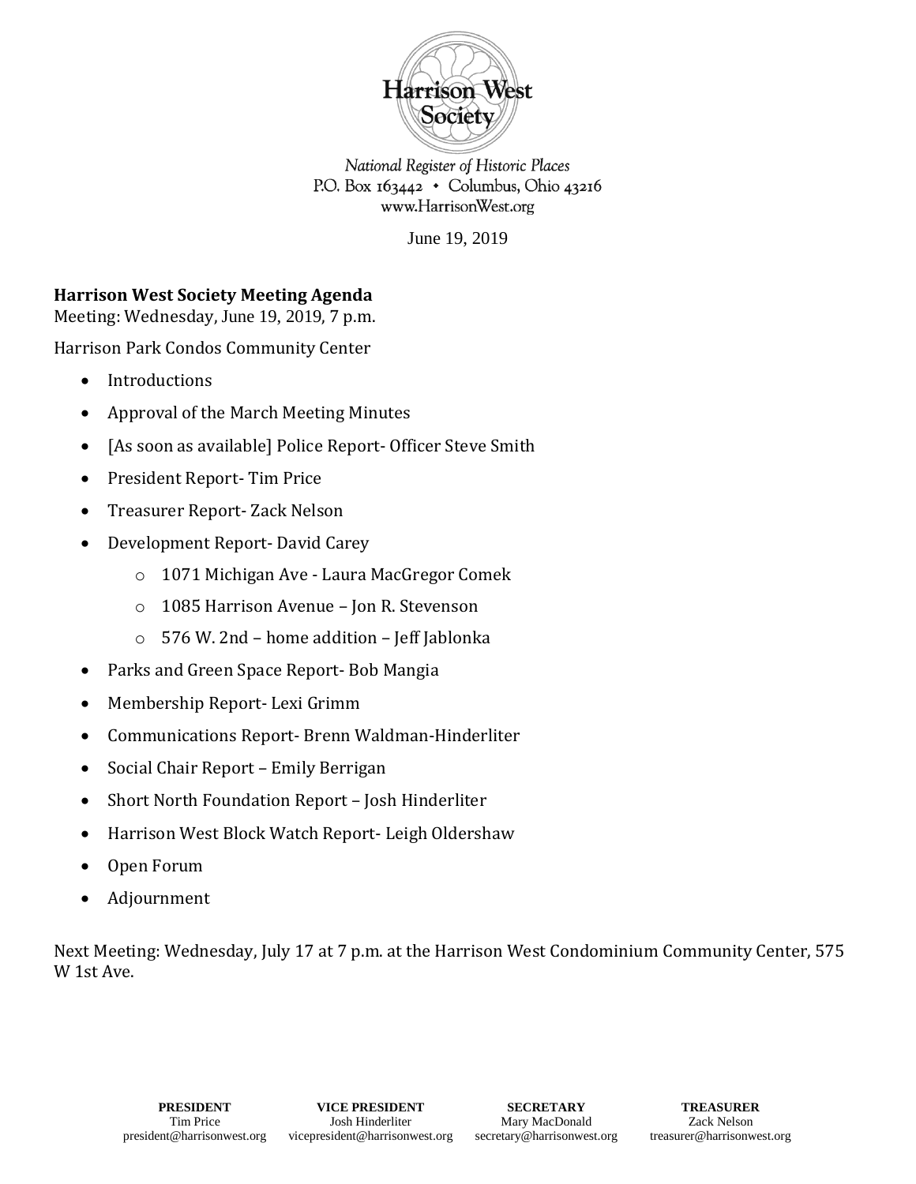Harrison West Society

*National Register of Historic Places*
P.O. Box 163442 • Columbus, Ohio 43216
www.HarrisonWest.org

June 19, 2019

**Harrison West Society Meeting Agenda**
Meeting: Wednesday, June 19, 2019, 7 p.m.

Harrison Park Condos Community Center

- Introductions
- Approval of the March Meeting Minutes
- [As soon as available] Police Report- Officer Steve Smith
- President Report- Tim Price
- Treasurer Report- Zack Nelson
- Development Report- David Carey
  - 1071 Michigan Ave - Laura MacGregor Comek
  - 1085 Harrison Avenue – Jon R. Stevenson
  - 576 W. 2nd – home addition – Jeff Jablonka
- Parks and Green Space Report- Bob Mangia
- Membership Report- Lexi Grimm
- Communications Report- Brenn Waldman-Hinderliter
- Social Chair Report – Emily Berrigan
- Short North Foundation Report – Josh Hinderliter
- Harrison West Block Watch Report- Leigh Oldershaw
- Open Forum
- Adjournment

Next Meeting: Wednesday, July 17 at 7 p.m. at the Harrison West Condominium Community Center, 575 W 1st Ave.

| **PRESIDENT** | **VICE PRESIDENT** | **SECRETARY** | **TREASURER** |
| --- | --- | --- | --- |
| Tim Price | Josh Hinderliter | Mary MacDonald | Zack Nelson |
| president@harrisonwest.org | vicepresident@harrisonwest.org | secretary@harrisonwest.org | treasurer@harrisonwest.org |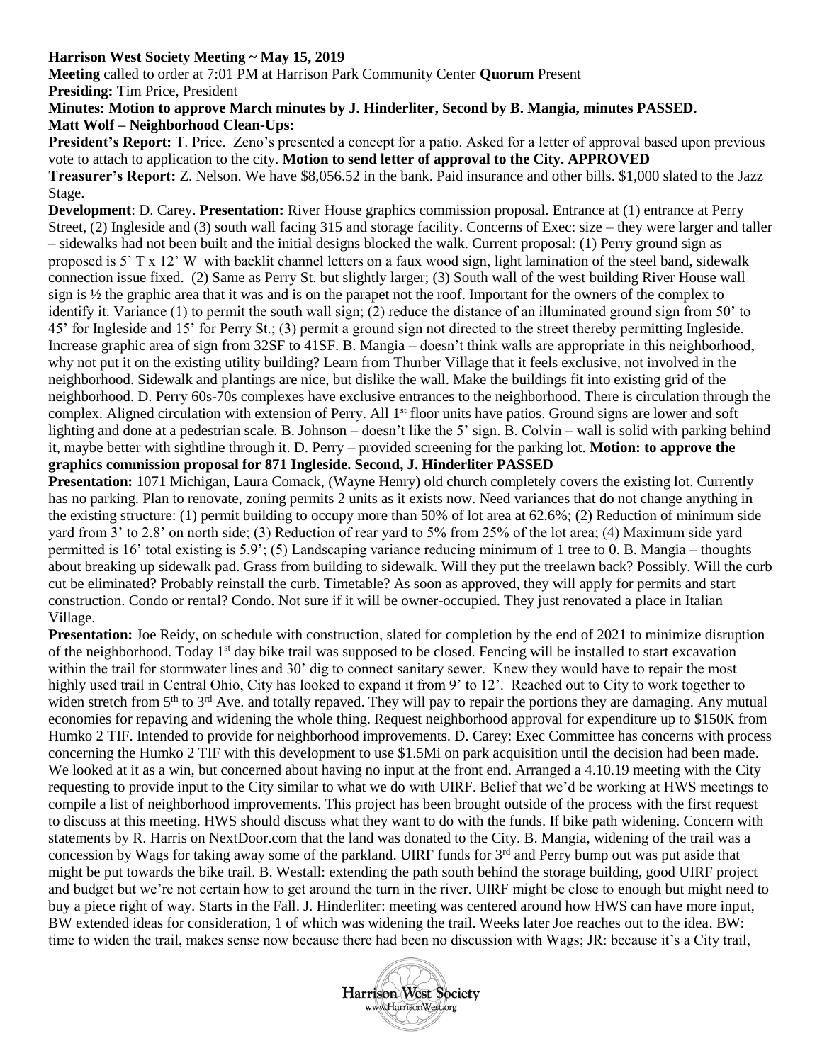**Harrison West Society Meeting ~ May 15, 2019**

**Meeting** called to order at 7:01 PM at Harrison Park Community Center **Quorum** Present

**Presiding:** Tim Price, President

**Minutes: Motion to approve March minutes by J. Hinderliter, Second by B. Mangia, minutes PASSED.**

**Matt Wolf – Neighborhood Clean-Ups:**

**President's Report:** T. Price. Zeno's presented a concept for a patio. Asked for a letter of approval based upon previous vote to attach to application to the city. **Motion to send letter of approval to the City. APPROVED**

**Treasurer's Report:** Z. Nelson. We have $8,056.52 in the bank. Paid insurance and other bills. $1,000 slated to the Jazz Stage.

**Development**: D. Carey. **Presentation:** River House graphics commission proposal. Entrance at (1) entrance at Perry Street, (2) Ingleside and (3) south wall facing 315 and storage facility. Concerns of Exec: size – they were larger and taller – sidewalks had not been built and the initial designs blocked the walk. Current proposal: (1) Perry ground sign as proposed is 5' T x 12' W with backlit channel letters on a faux wood sign, light lamination of the steel band, sidewalk connection issue fixed. (2) Same as Perry St. but slightly larger; (3) South wall of the west building River House wall sign is ½ the graphic area that it was and is on the parapet not the roof. Important for the owners of the complex to identify it. Variance (1) to permit the south wall sign; (2) reduce the distance of an illuminated ground sign from 50' to 45' for Ingleside and 15' for Perry St.; (3) permit a ground sign not directed to the street thereby permitting Ingleside. Increase graphic area of sign from 32SF to 41SF. B. Mangia – doesn't think walls are appropriate in this neighborhood, why not put it on the existing utility building? Learn from Thurber Village that it feels exclusive, not involved in the neighborhood. Sidewalk and plantings are nice, but dislike the wall. Make the buildings fit into existing grid of the neighborhood. D. Perry 60s-70s complexes have exclusive entrances to the neighborhood. There is circulation through the complex. Aligned circulation with extension of Perry. All 1st floor units have patios. Ground signs are lower and soft lighting and done at a pedestrian scale. B. Johnson – doesn't like the 5' sign. B. Colvin – wall is solid with parking behind it, maybe better with sightline through it. D. Perry – provided screening for the parking lot. **Motion: to approve the graphics commission proposal for 871 Ingleside. Second, J. Hinderliter PASSED**

**Presentation:** 1071 Michigan, Laura Comack, (Wayne Henry) old church completely covers the existing lot. Currently has no parking. Plan to renovate, zoning permits 2 units as it exists now. Need variances that do not change anything in the existing structure: (1) permit building to occupy more than 50% of lot area at 62.6%; (2) Reduction of minimum side yard from 3' to 2.8' on north side; (3) Reduction of rear yard to 5% from 25% of the lot area; (4) Maximum side yard permitted is 16' total existing is 5.9'; (5) Landscaping variance reducing minimum of 1 tree to 0. B. Mangia – thoughts about breaking up sidewalk pad. Grass from building to sidewalk. Will they put the treelawn back? Possibly. Will the curb cut be eliminated? Probably reinstall the curb. Timetable? As soon as approved, they will apply for permits and start construction. Condo or rental? Condo. Not sure if it will be owner-occupied. They just renovated a place in Italian Village.

**Presentation:** Joe Reidy, on schedule with construction, slated for completion by the end of 2021 to minimize disruption of the neighborhood. Today 1st day bike trail was supposed to be closed. Fencing will be installed to start excavation within the trail for stormwater lines and 30' dig to connect sanitary sewer. Knew they would have to repair the most highly used trail in Central Ohio, City has looked to expand it from 9' to 12'. Reached out to City to work together to widen stretch from 5th to 3rd Ave. and totally repaved. They will pay to repair the portions they are damaging. Any mutual economies for repaving and widening the whole thing. Request neighborhood approval for expenditure up to $150K from Humko 2 TIF. Intended to provide for neighborhood improvements. D. Carey: Exec Committee has concerns with process concerning the Humko 2 TIF with this development to use $1.5Mi on park acquisition until the decision had been made. We looked at it as a win, but concerned about having no input at the front end. Arranged a 4.10.19 meeting with the City requesting to provide input to the City similar to what we do with UIRF. Belief that we'd be working at HWS meetings to compile a list of neighborhood improvements. This project has been brought outside of the process with the first request to discuss at this meeting. HWS should discuss what they want to do with the funds. If bike path widening. Concern with statements by R. Harris on NextDoor.com that the land was donated to the City. B. Mangia, widening of the trail was a concession by Wags for taking away some of the parkland. UIRF funds for 3rd and Perry bump out was put aside that might be put towards the bike trail. B. Westall: extending the path south behind the storage building, good UIRF project and budget but we're not certain how to get around the turn in the river. UIRF might be close to enough but might need to buy a piece right of way. Starts in the Fall. J. Hinderliter: meeting was centered around how HWS can have more input, BW extended ideas for consideration, 1 of which was widening the trail. Weeks later Joe reaches out to the idea. BW: time to widen the trail, makes sense now because there had been no discussion with Wags; JR: because it's a City trail,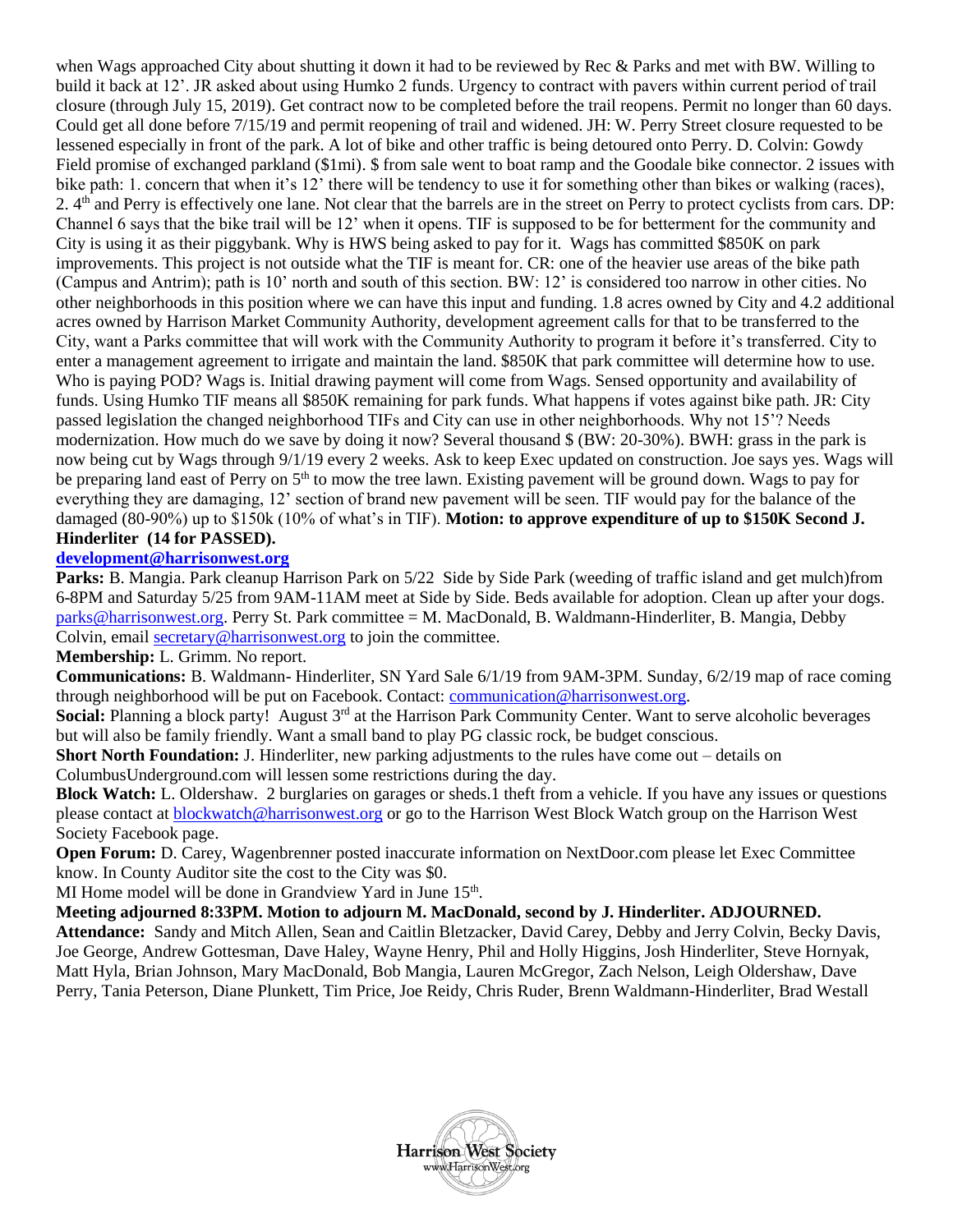when Wags approached City about shutting it down it had to be reviewed by Rec & Parks and met with BW. Willing to build it back at 12'. JR asked about using Humko 2 funds. Urgency to contract with pavers within current period of trail closure (through July 15, 2019). Get contract now to be completed before the trail reopens. Permit no longer than 60 days. Could get all done before 7/15/19 and permit reopening of trail and widened. JH: W. Perry Street closure requested to be lessened especially in front of the park. A lot of bike and other traffic is being detoured onto Perry. D. Colvin: Gowdy Field promise of exchanged parkland ($1mi). $ from sale went to boat ramp and the Goodale bike connector. 2 issues with bike path: 1. concern that when it's 12' there will be tendency to use it for something other than bikes or walking (races), 2. 4th and Perry is effectively one lane. Not clear that the barrels are in the street on Perry to protect cyclists from cars. DP: Channel 6 says that the bike trail will be 12' when it opens. TIF is supposed to be for betterment for the community and City is using it as their piggybank. Why is HWS being asked to pay for it. Wags has committed $850K on park improvements. This project is not outside what the TIF is meant for. CR: one of the heavier use areas of the bike path (Campus and Antrim); path is 10' north and south of this section. BW: 12' is considered too narrow in other cities. No other neighborhoods in this position where we can have this input and funding. 1.8 acres owned by City and 4.2 additional acres owned by Harrison Market Community Authority, development agreement calls for that to be transferred to the City, want a Parks committee that will work with the Community Authority to program it before it's transferred. City to enter a management agreement to irrigate and maintain the land. $850K that park committee will determine how to use. Who is paying POD? Wags is. Initial drawing payment will come from Wags. Sensed opportunity and availability of funds. Using Humko TIF means all $850K remaining for park funds. What happens if votes against bike path. JR: City passed legislation the changed neighborhood TIFs and City can use in other neighborhoods. Why not 15'? Needs modernization. How much do we save by doing it now? Several thousand $ (BW: 20-30%). BWH: grass in the park is now being cut by Wags through 9/1/19 every 2 weeks. Ask to keep Exec updated on construction. Joe says yes. Wags will be preparing land east of Perry on 5th to mow the tree lawn. Existing pavement will be ground down. Wags to pay for everything they are damaging, 12' section of brand new pavement will be seen. TIF would pay for the balance of the damaged (80-90%) up to $150k (10% of what's in TIF). **Motion: to approve expenditure of up to $150K Second J. Hinderliter (14 for PASSED).**

**development@harrisonwest.org**

**Parks:** B. Mangia. Park cleanup Harrison Park on 5/22 Side by Side Park (weeding of traffic island and get mulch)from 6-8PM and Saturday 5/25 from 9AM-11AM meet at Side by Side. Beds available for adoption. Clean up after your dogs. parks@harrisonwest.org. Perry St. Park committee = M. MacDonald, B. Waldmann-Hinderliter, B. Mangia, Debby Colvin, email secretary@harrisonwest.org to join the committee.

**Membership:** L. Grimm. No report.

**Communications:** B. Waldmann- Hinderliter, SN Yard Sale 6/1/19 from 9AM-3PM. Sunday, 6/2/19 map of race coming through neighborhood will be put on Facebook. Contact: communication@harrisonwest.org.

**Social:** Planning a block party! August 3rd at the Harrison Park Community Center. Want to serve alcoholic beverages but will also be family friendly. Want a small band to play PG classic rock, be budget conscious.

**Short North Foundation:** J. Hinderliter, new parking adjustments to the rules have come out – details on ColumbusUnderground.com will lessen some restrictions during the day.

**Block Watch:** L. Oldershaw. 2 burglaries on garages or sheds.1 theft from a vehicle. If you have any issues or questions please contact at blockwatch@harrisonwest.org or go to the Harrison West Block Watch group on the Harrison West Society Facebook page.

**Open Forum:** D. Carey, Wagenbrenner posted inaccurate information on NextDoor.com please let Exec Committee know. In County Auditor site the cost to the City was $0.

MI Home model will be done in Grandview Yard in June 15th.

**Meeting adjourned 8:33PM. Motion to adjourn M. MacDonald, second by J. Hinderliter. ADJOURNED.**

**Attendance:** Sandy and Mitch Allen, Sean and Caitlin Bletzacker, David Carey, Debby and Jerry Colvin, Becky Davis, Joe George, Andrew Gottesman, Dave Haley, Wayne Henry, Phil and Holly Higgins, Josh Hinderliter, Steve Hornyak, Matt Hyla, Brian Johnson, Mary MacDonald, Bob Mangia, Lauren McGregor, Zach Nelson, Leigh Oldershaw, Dave Perry, Tania Peterson, Diane Plunkett, Tim Price, Joe Reidy, Chris Ruder, Brenn Waldmann-Hinderliter, Brad Westall

Harrison West Society
www.HarrisonWest.org